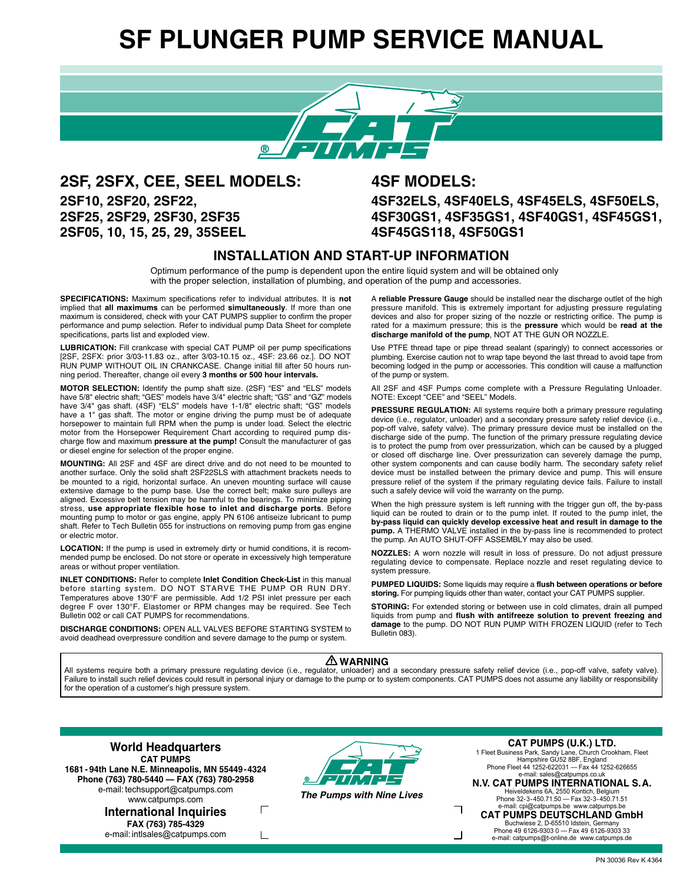# SF PLUNGER PUMP SERVICE MANUAL

## 2SF, 2SFX, CEE, SEEL MODELS:

**2SF10, 2SF20, 2SF22,**
**2SF25, 2SF29, 2SF30, 2SF35**
**2SF05, 10, 15, 25, 29, 35SEEL**

## 4SF MODELS:

**4SF32ELS, 4SF40ELS, 4SF45ELS, 4SF50ELS,**
**4SF30GS1, 4SF35GS1, 4SF40GS1, 4SF45GS1,**
**4SF45GS118, 4SF50GS1**

## INSTALLATION AND START-UP INFORMATION

Optimum performance of the pump is dependent upon the entire liquid system and will be obtained only with the proper selection, installation of plumbing, and operation of the pump and accessories.

**SPECIFICATIONS:** Maximum specifications refer to individual attributes. It is **not** implied that **all maximums** can be performed **simultaneously**. If more than one maximum is considered, check with your CAT PUMPS supplier to confirm the proper performance and pump selection. Refer to individual pump Data Sheet for complete specifications, parts list and exploded view.

**LUBRICATION:** Fill crankcase with special CAT PUMP oil per pump specifications [2SF, 2SFX: prior 3/03-11.83 oz., after 3/03-10.15 oz., 4SF: 23.66 oz.]. DO NOT RUN PUMP WITHOUT OIL IN CRANKCASE. Change initial fill after 50 hours running period. Thereafter, change oil every **3 months or 500 hour intervals.**

**MOTOR SELECTION:** Identify the pump shaft size. (2SF) "ES" and "ELS" models have 5/8" electric shaft; "GES" models have 3/4" electric shaft; "GS" and "GZ" models have 3/4" gas shaft. (4SF) "ELS" models have 1-1/8" electric shaft; "GS" models have a 1" gas shaft. The motor or engine driving the pump must be of adequate horsepower to maintain full RPM when the pump is under load. Select the electric motor from the Horsepower Requirement Chart according to required pump discharge flow and maximum **pressure at the pump!** Consult the manufacturer of gas or diesel engine for selection of the proper engine.

**MOUNTING:** All 2SF and 4SF are direct drive and do not need to be mounted to another surface. Only the solid shaft 2SF22SLS with attachment brackets needs to be mounted to a rigid, horizontal surface. An uneven mounting surface will cause extensive damage to the pump base. Use the correct belt; make sure pulleys are aligned. Excessive belt tension may be harmful to the bearings. To minimize piping stress, **use appropriate flexible hose to inlet and discharge ports**. Before mounting pump to motor or gas engine, apply PN 6106 antiseize lubricant to pump shaft. Refer to Tech Bulletin 055 for instructions on removing pump from gas engine or electric motor.

**LOCATION:** If the pump is used in extremely dirty or humid conditions, it is recommended pump be enclosed. Do not store or operate in excessively high temperature areas or without proper ventilation.

**INLET CONDITIONS:** Refer to complete **Inlet Condition Check-List** in this manual before starting system. DO NOT STARVE THE PUMP OR RUN DRY. Temperatures above 130°F are permissible. Add 1/2 PSI inlet pressure per each degree F over 130°F. Elastomer or RPM changes may be required. See Tech Bulletin 002 or call CAT PUMPS for recommendations.

**DISCHARGE CONDITIONS:** OPEN ALL VALVES BEFORE STARTING SYSTEM to avoid deadhead overpressure condition and severe damage to the pump or system.

A **reliable Pressure Gauge** should be installed near the discharge outlet of the high pressure manifold. This is extremely important for adjusting pressure regulating devices and also for proper sizing of the nozzle or restricting orifice. The pump is rated for a maximum pressure; this is the **pressure** which would be **read at the discharge manifold of the pump**, NOT AT THE GUN OR NOZZLE.

Use PTFE thread tape or pipe thread sealant (sparingly) to connect accessories or plumbing. Exercise caution not to wrap tape beyond the last thread to avoid tape from becoming lodged in the pump or accessories. This condition will cause a malfunction of the pump or system.

All 2SF and 4SF Pumps come complete with a Pressure Regulating Unloader. NOTE: Except "CEE" and "SEEL" Models.

**PRESSURE REGULATION:** All systems require both a primary pressure regulating device (i.e., regulator, unloader) and a secondary pressure safety relief device (i.e., pop-off valve, safety valve). The primary pressure device must be installed on the discharge side of the pump. The function of the primary pressure regulating device is to protect the pump from over pressurization, which can be caused by a plugged or closed off discharge line. Over pressurization can severely damage the pump, other system components and can cause bodily harm. The secondary safety relief device must be installed between the primary device and pump. This will ensure pressure relief of the system if the primary regulating device fails. Failure to install such a safely device will void the warranty on the pump.

When the high pressure system is left running with the trigger gun off, the by-pass liquid can be routed to drain or to the pump inlet. If routed to the pump inlet, the **by-pass liquid can quickly develop excessive heat and result in damage to the pump.** A THERMO VALVE installed in the by-pass line is recommended to protect the pump. An AUTO SHUT-OFF ASSEMBLY may also be used.

**NOZZLES:** A worn nozzle will result in loss of pressure. Do not adjust pressure regulating device to compensate. Replace nozzle and reset regulating device to system pressure.

**PUMPED LIQUIDS:** Some liquids may require a **flush between operations or before storing.** For pumping liquids other than water, contact your CAT PUMPS supplier.

**STORING:** For extended storing or between use in cold climates, drain all pumped liquids from pump and **flush with antifreeze solution to prevent freezing and damage** to the pump. DO NOT RUN PUMP WITH FROZEN LIQUID (refer to Tech Bulletin 083).

### ⚠ WARNING

All systems require both a primary pressure regulating device (i.e., regulator, unloader) and a secondary pressure safety relief device (i.e., pop-off valve, safety valve). Failure to install such relief devices could result in personal injury or damage to the pump or to system components. CAT PUMPS does not assume any liability or responsibility for the operation of a customer's high pressure system.

---

**World Headquarters**
**CAT PUMPS**
**1681 - 94th Lane N.E. Minneapolis, MN 55449 - 4324**
**Phone (763) 780-5440 — FAX (763) 780-2958**
e-mail: techsupport@catpumps.com
www.catpumps.com

**International Inquiries**
**FAX (763) 785-4329**
e-mail: intlsales@catpumps.com

*The Pumps with Nine Lives*

**CAT PUMPS (U.K.) LTD.**
1 Fleet Business Park, Sandy Lane, Church Crookham, Fleet Hampshire GU52 8BF, England
Phone Fleet 44 1252-622031 — Fax 44 1252-626655
e-mail: sales@catpumps.co.uk

**N.V. CAT PUMPS INTERNATIONAL S.A.**
Heiveldekens 6A, 2550 Kontich, Belgium
Phone 32-3-450.71.50 — Fax 32-3-450.71.51
e-mail: cpi@catpumps.be www.catpumps.be

**CAT PUMPS DEUTSCHLAND GmbH**
Buchwiese 2, D-65510 Idstein, Germany
Phone 49 6126-9303 0 — Fax 49 6126-9303 33
e-mail: catpumps@t-online.de www.catpumps.de

PN 30036 Rev K 4364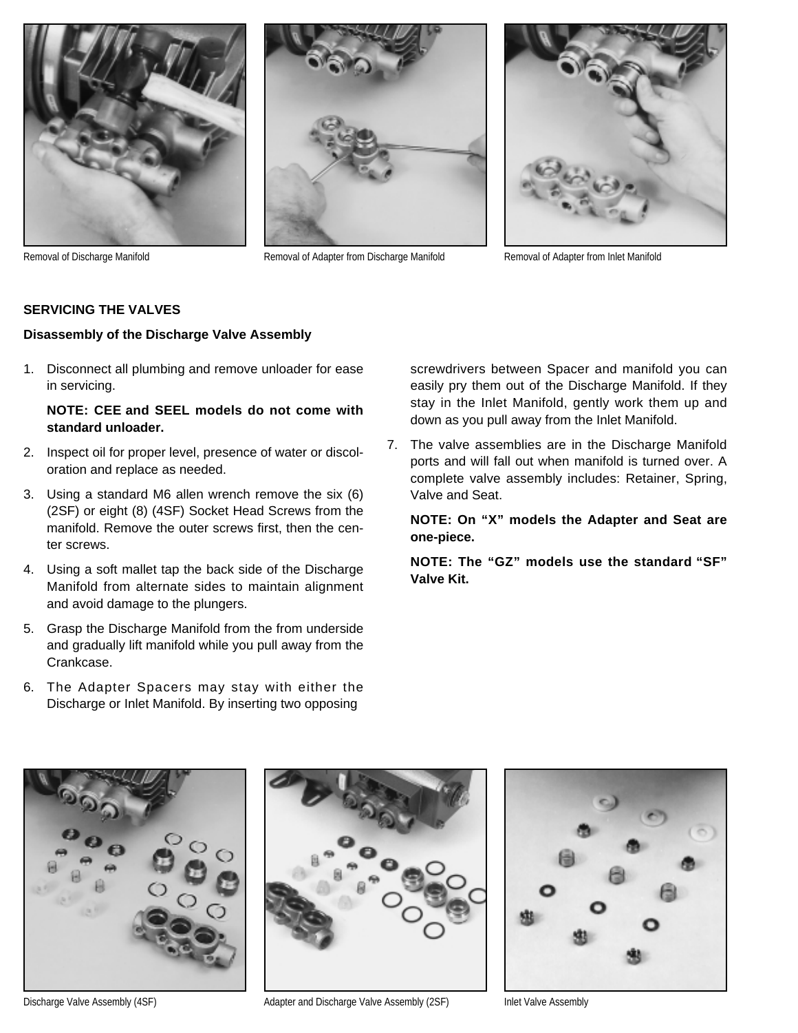Removal of Discharge Manifold

Removal of Adapter from Discharge Manifold

Removal of Adapter from Inlet Manifold

**SERVICING THE VALVES**

**Disassembly of the Discharge Valve Assembly**

1. Disconnect all plumbing and remove unloader for ease in servicing.

   **NOTE: CEE and SEEL models do not come with standard unloader.**

2. Inspect oil for proper level, presence of water or discoloration and replace as needed.
3. Using a standard M6 allen wrench remove the six (6) (2SF) or eight (8) (4SF) Socket Head Screws from the manifold. Remove the outer screws first, then the center screws.
4. Using a soft mallet tap the back side of the Discharge Manifold from alternate sides to maintain alignment and avoid damage to the plungers.
5. Grasp the Discharge Manifold from the from underside and gradually lift manifold while you pull away from the Crankcase.
6. The Adapter Spacers may stay with either the Discharge or Inlet Manifold. By inserting two opposing screwdrivers between Spacer and manifold you can easily pry them out of the Discharge Manifold. If they stay in the Inlet Manifold, gently work them up and down as you pull away from the Inlet Manifold.
7. The valve assemblies are in the Discharge Manifold ports and will fall out when manifold is turned over. A complete valve assembly includes: Retainer, Spring, Valve and Seat.

   **NOTE: On "X" models the Adapter and Seat are one-piece.**

   **NOTE: The "GZ" models use the standard "SF" Valve Kit.**

Discharge Valve Assembly (4SF)

Adapter and Discharge Valve Assembly (2SF)

Inlet Valve Assembly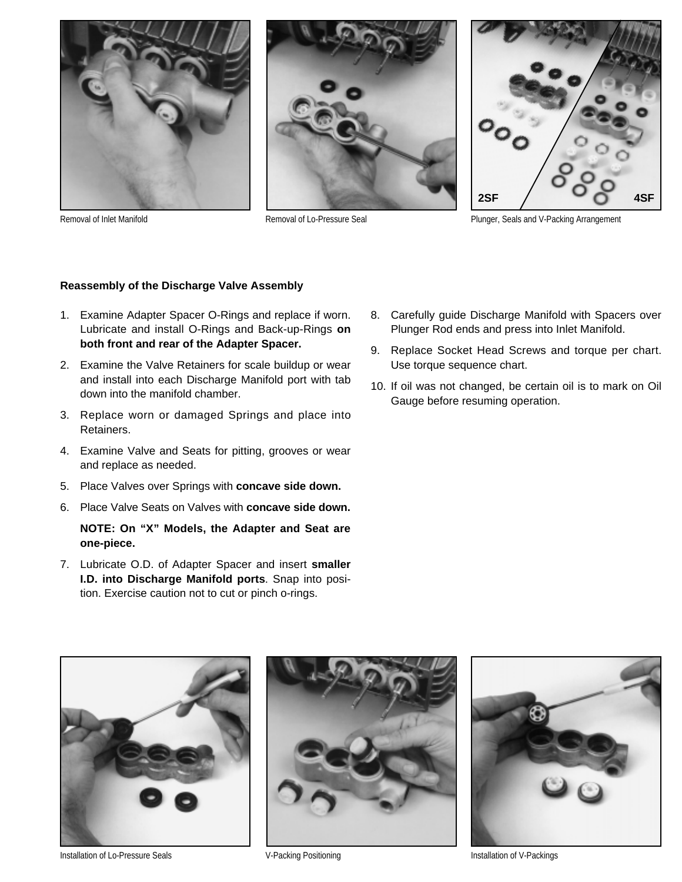Removal of Inlet Manifold

Removal of Lo-Pressure Seal

2SF 4SF

Plunger, Seals and V-Packing Arrangement

**Reassembly of the Discharge Valve Assembly**

1. Examine Adapter Spacer O-Rings and replace if worn. Lubricate and install O-Rings and Back-up-Rings **on both front and rear of the Adapter Spacer.**
2. Examine the Valve Retainers for scale buildup or wear and install into each Discharge Manifold port with tab down into the manifold chamber.
3. Replace worn or damaged Springs and place into Retainers.
4. Examine Valve and Seats for pitting, grooves or wear and replace as needed.
5. Place Valves over Springs with **concave side down.**
6. Place Valve Seats on Valves with **concave side down.**

   **NOTE: On "X" Models, the Adapter and Seat are one-piece.**
7. Lubricate O.D. of Adapter Spacer and insert **smaller I.D. into Discharge Manifold ports**. Snap into position. Exercise caution not to cut or pinch o-rings.
8. Carefully guide Discharge Manifold with Spacers over Plunger Rod ends and press into Inlet Manifold.
9. Replace Socket Head Screws and torque per chart. Use torque sequence chart.
10. If oil was not changed, be certain oil is to mark on Oil Gauge before resuming operation.

Installation of Lo-Pressure Seals

V-Packing Positioning

Installation of V-Packings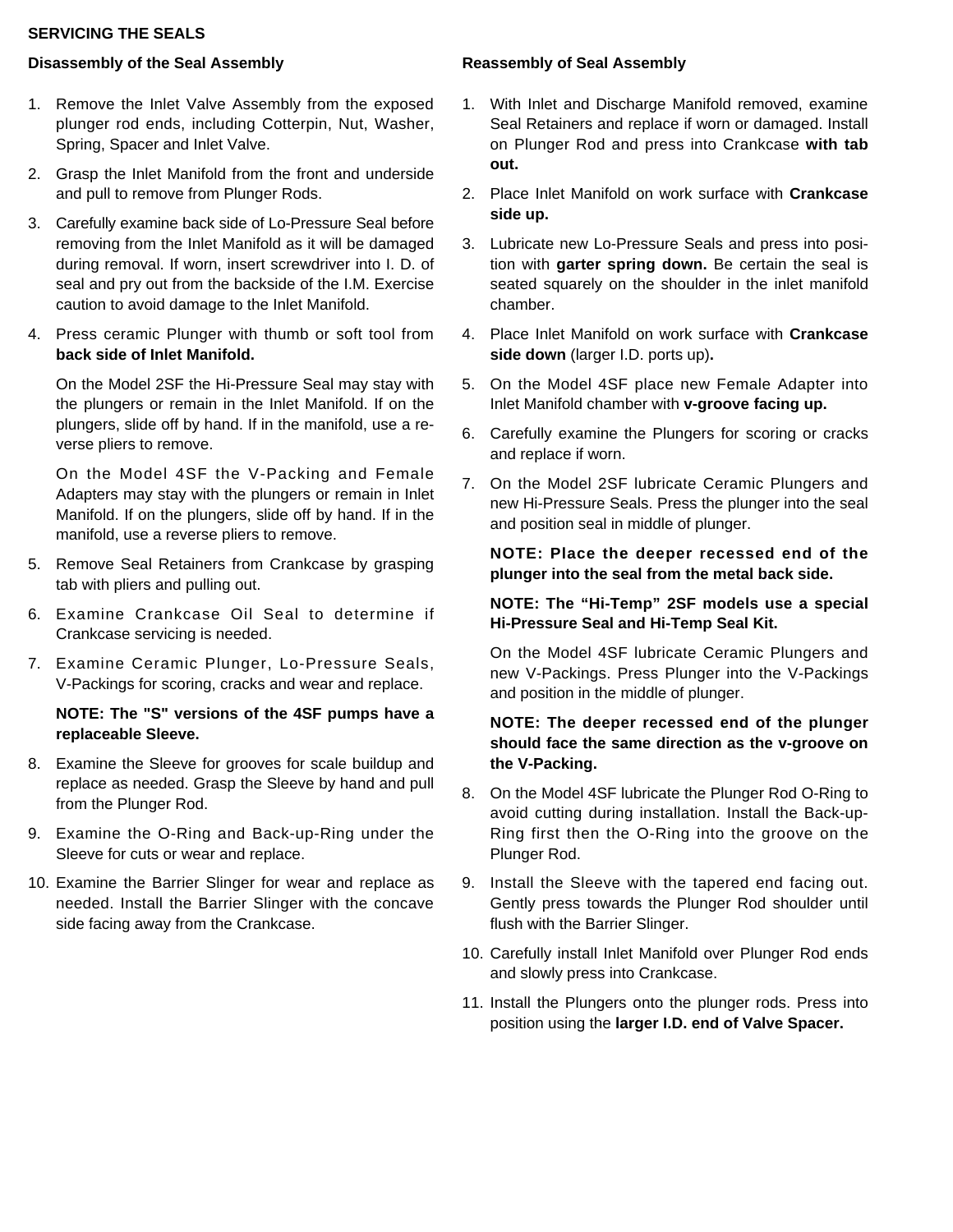## SERVICING THE SEALS

### Disassembly of the Seal Assembly

1. Remove the Inlet Valve Assembly from the exposed plunger rod ends, including Cotterpin, Nut, Washer, Spring, Spacer and Inlet Valve.
2. Grasp the Inlet Manifold from the front and underside and pull to remove from Plunger Rods.
3. Carefully examine back side of Lo-Pressure Seal before removing from the Inlet Manifold as it will be damaged during removal. If worn, insert screwdriver into I. D. of seal and pry out from the backside of the I.M. Exercise caution to avoid damage to the Inlet Manifold.
4. Press ceramic Plunger with thumb or soft tool from **back side of Inlet Manifold.**

   On the Model 2SF the Hi-Pressure Seal may stay with the plungers or remain in the Inlet Manifold. If on the plungers, slide off by hand. If in the manifold, use a reverse pliers to remove.

   On the Model 4SF the V-Packing and Female Adapters may stay with the plungers or remain in Inlet Manifold. If on the plungers, slide off by hand. If in the manifold, use a reverse pliers to remove.
5. Remove Seal Retainers from Crankcase by grasping tab with pliers and pulling out.
6. Examine Crankcase Oil Seal to determine if Crankcase servicing is needed.
7. Examine Ceramic Plunger, Lo-Pressure Seals, V-Packings for scoring, cracks and wear and replace.

   **NOTE: The "S" versions of the 4SF pumps have a replaceable Sleeve.**
8. Examine the Sleeve for grooves for scale buildup and replace as needed. Grasp the Sleeve by hand and pull from the Plunger Rod.
9. Examine the O-Ring and Back-up-Ring under the Sleeve for cuts or wear and replace.
10. Examine the Barrier Slinger for wear and replace as needed. Install the Barrier Slinger with the concave side facing away from the Crankcase.

### Reassembly of Seal Assembly

1. With Inlet and Discharge Manifold removed, examine Seal Retainers and replace if worn or damaged. Install on Plunger Rod and press into Crankcase **with tab out.**
2. Place Inlet Manifold on work surface with **Crankcase side up.**
3. Lubricate new Lo-Pressure Seals and press into position with **garter spring down.** Be certain the seal is seated squarely on the shoulder in the inlet manifold chamber.
4. Place Inlet Manifold on work surface with **Crankcase side down** (larger I.D. ports up)**.**
5. On the Model 4SF place new Female Adapter into Inlet Manifold chamber with **v-groove facing up.**
6. Carefully examine the Plungers for scoring or cracks and replace if worn.
7. On the Model 2SF lubricate Ceramic Plungers and new Hi-Pressure Seals. Press the plunger into the seal and position seal in middle of plunger.

   **NOTE: Place the deeper recessed end of the plunger into the seal from the metal back side.**

   **NOTE: The "Hi-Temp" 2SF models use a special Hi-Pressure Seal and Hi-Temp Seal Kit.**

   On the Model 4SF lubricate Ceramic Plungers and new V-Packings. Press Plunger into the V-Packings and position in the middle of plunger.

   **NOTE: The deeper recessed end of the plunger should face the same direction as the v-groove on the V-Packing.**
8. On the Model 4SF lubricate the Plunger Rod O-Ring to avoid cutting during installation. Install the Back-up-Ring first then the O-Ring into the groove on the Plunger Rod.
9. Install the Sleeve with the tapered end facing out. Gently press towards the Plunger Rod shoulder until flush with the Barrier Slinger.
10. Carefully install Inlet Manifold over Plunger Rod ends and slowly press into Crankcase.
11. Install the Plungers onto the plunger rods. Press into position using the **larger I.D. end of Valve Spacer.**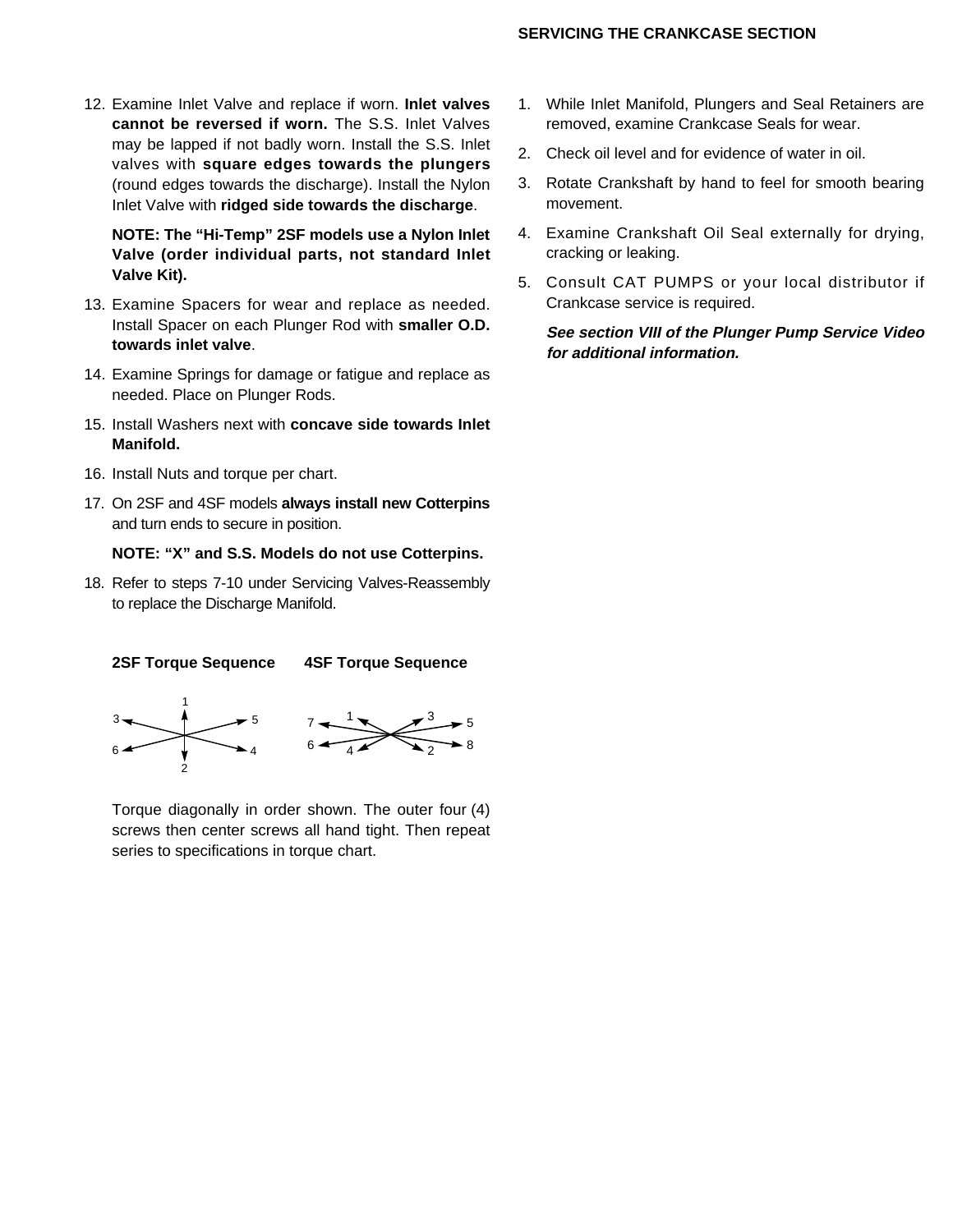12. Examine Inlet Valve and replace if worn. **Inlet valves cannot be reversed if worn.** The S.S. Inlet Valves may be lapped if not badly worn. Install the S.S. Inlet valves with **square edges towards the plungers** (round edges towards the discharge). Install the Nylon Inlet Valve with **ridged side towards the discharge**.

    **NOTE: The "Hi-Temp" 2SF models use a Nylon Inlet Valve (order individual parts, not standard Inlet Valve Kit).**

13. Examine Spacers for wear and replace as needed. Install Spacer on each Plunger Rod with **smaller O.D. towards inlet valve**.
14. Examine Springs for damage or fatigue and replace as needed. Place on Plunger Rods.
15. Install Washers next with **concave side towards Inlet Manifold.**
16. Install Nuts and torque per chart.
17. On 2SF and 4SF models **always install new Cotterpins** and turn ends to secure in position.

    **NOTE: "X" and S.S. Models do not use Cotterpins.**

18. Refer to steps 7-10 under Servicing Valves-Reassembly to replace the Discharge Manifold.

**2SF Torque Sequence** **4SF Torque Sequence**

Torque diagonally in order shown. The outer four (4) screws then center screws all hand tight. Then repeat series to specifications in torque chart.

## SERVICING THE CRANKCASE SECTION

1. While Inlet Manifold, Plungers and Seal Retainers are removed, examine Crankcase Seals for wear.
2. Check oil level and for evidence of water in oil.
3. Rotate Crankshaft by hand to feel for smooth bearing movement.
4. Examine Crankshaft Oil Seal externally for drying, cracking or leaking.
5. Consult CAT PUMPS or your local distributor if Crankcase service is required.

    ***See section VIII of the Plunger Pump Service Video for additional information.***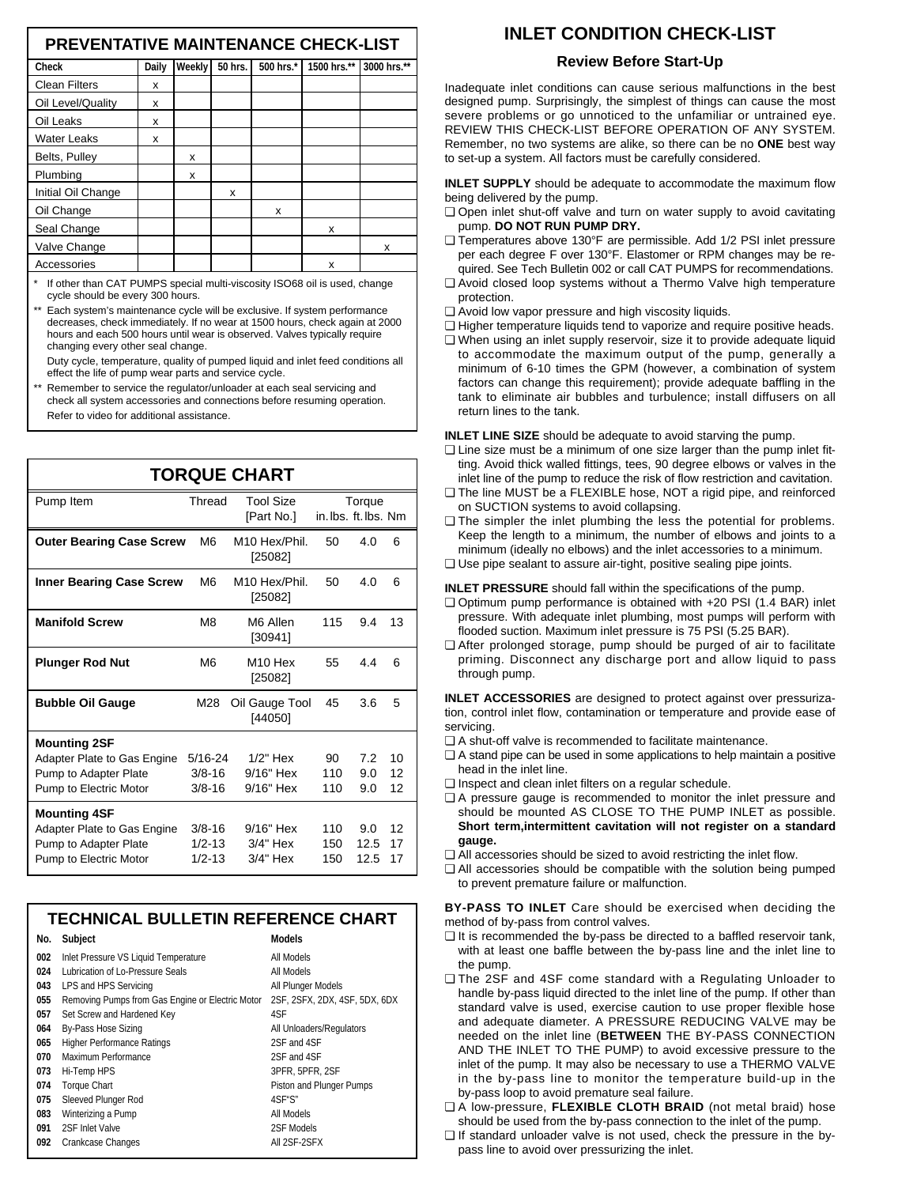## PREVENTATIVE MAINTENANCE CHECK-LIST

| Check | Daily | Weekly | 50 hrs. | 500 hrs.* | 1500 hrs.** | 3000 hrs.** |
|---|---|---|---|---|---|---|
| Clean Filters | x | | | | | |
| Oil Level/Quality | x | | | | | |
| Oil Leaks | x | | | | | |
| Water Leaks | x | | | | | |
| Belts, Pulley | | x | | | | |
| Plumbing | | x | | | | |
| Initial Oil Change | | | x | | | |
| Oil Change | | | | x | | |
| Seal Change | | | | | x | |
| Valve Change | | | | | | x |
| Accessories | | | | | x | |

\* If other than CAT PUMPS special multi-viscosity ISO68 oil is used, change cycle should be every 300 hours.

\*\* Each system's maintenance cycle will be exclusive. If system performance decreases, check immediately. If no wear at 1500 hours, check again at 2000 hours and each 500 hours until wear is observed. Valves typically require changing every other seal change.

Duty cycle, temperature, quality of pumped liquid and inlet feed conditions all effect the life of pump wear parts and service cycle.

\*\* Remember to service the regulator/unloader at each seal servicing and check all system accessories and connections before resuming operation.

Refer to video for additional assistance.

## TORQUE CHART

| Pump Item | Thread | Tool Size [Part No.] | Torque in. lbs. | ft. lbs. | Nm |
|---|---|---|---|---|---|
| **Outer Bearing Case Screw** | M6 | M10 Hex/Phil. [25082] | 50 | 4.0 | 6 |
| **Inner Bearing Case Screw** | M6 | M10 Hex/Phil. [25082] | 50 | 4.0 | 6 |
| **Manifold Screw** | M8 | M6 Allen [30941] | 115 | 9.4 | 13 |
| **Plunger Rod Nut** | M6 | M10 Hex [25082] | 55 | 4.4 | 6 |
| **Bubble Oil Gauge** | M28 | Oil Gauge Tool [44050] | 45 | 3.6 | 5 |
| **Mounting 2SF** | | | | | |
| Adapter Plate to Gas Engine | 5/16-24 | 1/2" Hex | 90 | 7.2 | 10 |
| Pump to Adapter Plate | 3/8-16 | 9/16" Hex | 110 | 9.0 | 12 |
| Pump to Electric Motor | 3/8-16 | 9/16" Hex | 110 | 9.0 | 12 |
| **Mounting 4SF** | | | | | |
| Adapter Plate to Gas Engine | 3/8-16 | 9/16" Hex | 110 | 9.0 | 12 |
| Pump to Adapter Plate | 1/2-13 | 3/4" Hex | 150 | 12.5 | 17 |
| Pump to Electric Motor | 1/2-13 | 3/4" Hex | 150 | 12.5 | 17 |

## TECHNICAL BULLETIN REFERENCE CHART

| No. | Subject | Models |
|---|---|---|
| 002 | Inlet Pressure VS Liquid Temperature | All Models |
| 024 | Lubrication of Lo-Pressure Seals | All Models |
| 043 | LPS and HPS Servicing | All Plunger Models |
| 055 | Removing Pumps from Gas Engine or Electric Motor | 2SF, 2SFX, 2DX, 4SF, 5DX, 6DX |
| 057 | Set Screw and Hardened Key | 4SF |
| 064 | By-Pass Hose Sizing | All Unloaders/Regulators |
| 065 | Higher Performance Ratings | 2SF and 4SF |
| 070 | Maximum Performance | 2SF and 4SF |
| 073 | Hi-Temp HPS | 3PFR, 5PFR, 2SF |
| 074 | Torque Chart | Piston and Plunger Pumps |
| 075 | Sleeved Plunger Rod | 4SF"S" |
| 083 | Winterizing a Pump | All Models |
| 091 | 2SF Inlet Valve | 2SF Models |
| 092 | Crankcase Changes | All 2SF-2SFX |

## INLET CONDITION CHECK-LIST

### Review Before Start-Up

Inadequate inlet conditions can cause serious malfunctions in the best designed pump. Surprisingly, the simplest of things can cause the most severe problems or go unnoticed to the unfamiliar or untrained eye. REVIEW THIS CHECK-LIST BEFORE OPERATION OF ANY SYSTEM. Remember, no two systems are alike, so there can be no **ONE** best way to set-up a system. All factors must be carefully considered.

**INLET SUPPLY** should be adequate to accommodate the maximum flow being delivered by the pump.

- ❑ Open inlet shut-off valve and turn on water supply to avoid cavitating pump. **DO NOT RUN PUMP DRY.**
- ❑ Temperatures above 130°F are permissible. Add 1/2 PSI inlet pressure per each degree F over 130°F. Elastomer or RPM changes may be required. See Tech Bulletin 002 or call CAT PUMPS for recommendations.
- ❑ Avoid closed loop systems without a Thermo Valve high temperature protection.
- ❑ Avoid low vapor pressure and high viscosity liquids.
- ❑ Higher temperature liquids tend to vaporize and require positive heads.
- ❑ When using an inlet supply reservoir, size it to provide adequate liquid to accommodate the maximum output of the pump, generally a minimum of 6-10 times the GPM (however, a combination of system factors can change this requirement); provide adequate baffling in the tank to eliminate air bubbles and turbulence; install diffusers on all return lines to the tank.

**INLET LINE SIZE** should be adequate to avoid starving the pump.

- ❑ Line size must be a minimum of one size larger than the pump inlet fitting. Avoid thick walled fittings, tees, 90 degree elbows or valves in the inlet line of the pump to reduce the risk of flow restriction and cavitation.
- ❑ The line MUST be a FLEXIBLE hose, NOT a rigid pipe, and reinforced on SUCTION systems to avoid collapsing.
- ❑ The simpler the inlet plumbing the less the potential for problems. Keep the length to a minimum, the number of elbows and joints to a minimum (ideally no elbows) and the inlet accessories to a minimum.
- ❑ Use pipe sealant to assure air-tight, positive sealing pipe joints.

**INLET PRESSURE** should fall within the specifications of the pump.

- ❑ Optimum pump performance is obtained with +20 PSI (1.4 BAR) inlet pressure. With adequate inlet plumbing, most pumps will perform with flooded suction. Maximum inlet pressure is 75 PSI (5.25 BAR).
- ❑ After prolonged storage, pump should be purged of air to facilitate priming. Disconnect any discharge port and allow liquid to pass through pump.

**INLET ACCESSORIES** are designed to protect against over pressurization, control inlet flow, contamination or temperature and provide ease of servicing.

- ❑ A shut-off valve is recommended to facilitate maintenance.
- ❑ A stand pipe can be used in some applications to help maintain a positive head in the inlet line.
- ❑ Inspect and clean inlet filters on a regular schedule.
- ❑ A pressure gauge is recommended to monitor the inlet pressure and should be mounted AS CLOSE TO THE PUMP INLET as possible. **Short term,intermittent cavitation will not register on a standard gauge.**
- ❑ All accessories should be sized to avoid restricting the inlet flow.
- ❑ All accessories should be compatible with the solution being pumped to prevent premature failure or malfunction.

**BY-PASS TO INLET** Care should be exercised when deciding the method of by-pass from control valves.

- ❑ It is recommended the by-pass be directed to a baffled reservoir tank, with at least one baffle between the by-pass line and the inlet line to the pump.
- ❑ The 2SF and 4SF come standard with a Regulating Unloader to handle by-pass liquid directed to the inlet line of the pump. If other than standard valve is used, exercise caution to use proper flexible hose and adequate diameter. A PRESSURE REDUCING VALVE may be needed on the inlet line (**BETWEEN** THE BY-PASS CONNECTION AND THE INLET TO THE PUMP) to avoid excessive pressure to the inlet of the pump. It may also be necessary to use a THERMO VALVE in the by-pass line to monitor the temperature build-up in the by-pass loop to avoid premature seal failure.
- ❑ A low-pressure, **FLEXIBLE CLOTH BRAID** (not metal braid) hose should be used from the by-pass connection to the inlet of the pump.
- ❑ If standard unloader valve is not used, check the pressure in the by-pass line to avoid over pressurizing the inlet.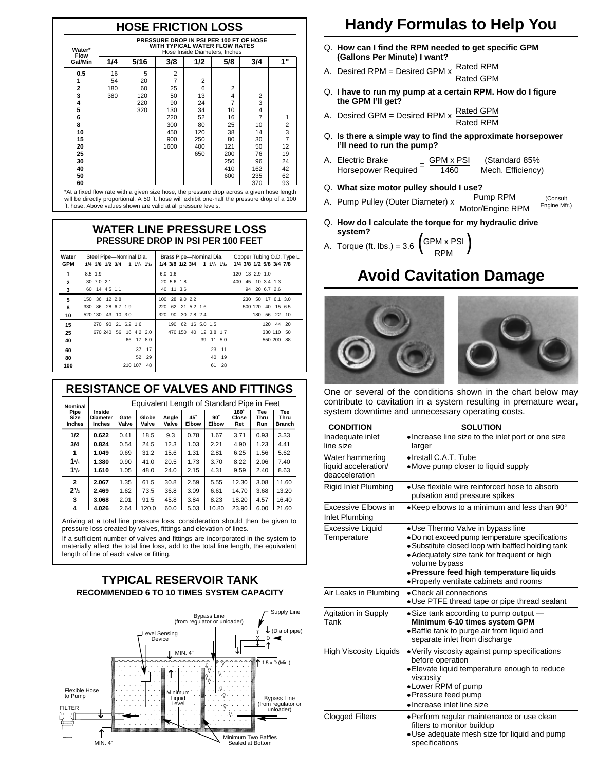## HOSE FRICTION LOSS

| Water* Flow Gal/Min | PRESSURE DROP IN PSI PER 100 FT OF HOSE WITH TYPICAL WATER FLOW RATES (Hose Inside Diameters, Inches) 1/4 | 5/16 | 3/8 | 1/2 | 5/8 | 3/4 | 1" |
|---|---|---|---|---|---|---|---|
| 0.5 | 16 | 5 | 2 | | | | |
| 1 | 54 | 20 | 7 | 2 | | | |
| 2 | 180 | 60 | 25 | 6 | 2 | | |
| 3 | 380 | 120 | 50 | 13 | 4 | 2 | |
| 4 | | 220 | 90 | 24 | 7 | 3 | |
| 5 | | 320 | 130 | 34 | 10 | 4 | |
| 6 | | | 220 | 52 | 16 | 7 | 1 |
| 8 | | | 300 | 80 | 25 | 10 | 2 |
| 10 | | | 450 | 120 | 38 | 14 | 3 |
| 15 | | | 900 | 250 | 80 | 30 | 7 |
| 20 | | | 1600 | 400 | 121 | 50 | 12 |
| 25 | | | | 650 | 200 | 76 | 19 |
| 30 | | | | | 250 | 96 | 24 |
| 40 | | | | | 410 | 162 | 42 |
| 50 | | | | | 600 | 235 | 62 |
| 60 | | | | | | 370 | 93 |

*At a fixed flow rate with a given size hose, the pressure drop across a given hose length will be directly proportional. A 50 ft. hose will exhibit one-half the pressure drop of a 100 ft. hose. Above values shown are valid at all pressure levels.

## WATER LINE PRESSURE LOSS

**PRESSURE DROP IN PSI PER 100 FEET**

| Water GPM | Steel Pipe—Nominal Dia. 1/4 | 3/8 | 1/2 | 3/4 | 1 | 1¼ | 1½ | Brass Pipe—Nominal Dia. 1/4 | 3/8 | 1/2 | 3/4 | 1 | 1¼ | 1½ | Copper Tubing O.D. Type L 1/4 | 3/8 | 1/2 | 5/8 | 3/4 | 7/8 |
|---|---|---|---|---|---|---|---|---|---|---|---|---|---|---|---|---|---|---|---|---|
| 1 | 8.5 | 1.9 | | | | | | 6.0 | 1.6 | | | | | | 120 | 13 | 2.9 | 1.0 | | |
| 2 | 30 | 7.0 | 2.1 | | | | | 20 | 5.6 | 1.8 | | | | | 400 | 45 | 10 | 3.4 | 1.3 | |
| 3 | 60 | 14 | 4.5 | 1.1 | | | | 40 | 11 | 3.6 | | | | | | 94 | 20 | 6.7 | 2.6 | |
| 5 | 150 | 36 | 12 | 2.8 | | | | 100 | 28 | 9.0 | 2.2 | | | | | 230 | 50 | 17 | 6.1 | 3.0 |
| 8 | 330 | 86 | 28 | 6.7 | 1.9 | | | 220 | 62 | 21 | 5.2 | 1.6 | | | | 500 | 120 | 40 | 15 | 6.5 |
| 10 | 520 | 130 | 43 | 10 | 3.0 | | | 320 | 90 | 30 | 7.8 | 2.4 | | | | | 180 | 56 | 22 | 10 |
| 15 | | 270 | 90 | 21 | 6.2 | 1.6 | | | 190 | 62 | 16 | 5.0 | 1.5 | | | | | 120 | 44 | 20 |
| 25 | | 670 | 240 | 56 | 16 | 4.2 | 2.0 | | 470 | 150 | 40 | 12 | 3.8 | 1.7 | | | | 330 | 110 | 50 |
| 40 | | | | 66 | 17 | 8.0 | | | | | 39 | 11 | 5.0 | | | | | 550 | 200 | 88 |
| 60 | | | | | | 37 | 17 | | | | | | 23 | 11 | | | | | | |
| 80 | | | | | | 52 | 29 | | | | | | 40 | 19 | | | | | | |
| 100 | | | | | 210 | 107 | 48 | | | | | | 61 | 28 | | | | | | |

## RESISTANCE OF VALVES AND FITTINGS

| Nominal Pipe Size Inches | Inside Diameter Inches | Equivalent Length of Standard Pipe in Feet: Gate Valve | Globe Valve | Angle Valve | 45° Elbow | 90° Elbow | 180° Close Ret | Tee Thru Run | Tee Thru Branch |
|---|---|---|---|---|---|---|---|---|---|
| 1/2 | 0.622 | 0.41 | 18.5 | 9.3 | 0.78 | 1.67 | 3.71 | 0.93 | 3.33 |
| 3/4 | 0.824 | 0.54 | 24.5 | 12.3 | 1.03 | 2.21 | 4.90 | 1.23 | 4.41 |
| 1 | 1.049 | 0.69 | 31.2 | 15.6 | 1.31 | 2.81 | 6.25 | 1.56 | 5.62 |
| 1¼ | 1.380 | 0.90 | 41.0 | 20.5 | 1.73 | 3.70 | 8.22 | 2.06 | 7.40 |
| 1½ | 1.610 | 1.05 | 48.0 | 24.0 | 2.15 | 4.31 | 9.59 | 2.40 | 8.63 |
| 2 | 2.067 | 1.35 | 61.5 | 30.8 | 2.59 | 5.55 | 12.30 | 3.08 | 11.60 |
| 2½ | 2.469 | 1.62 | 73.5 | 36.8 | 3.09 | 6.61 | 14.70 | 3.68 | 13.20 |
| 3 | 3.068 | 2.01 | 91.5 | 45.8 | 3.84 | 8.23 | 18.20 | 4.57 | 16.40 |
| 4 | 4.026 | 2.64 | 120.0 | 60.0 | 5.03 | 10.80 | 23.90 | 6.00 | 21.60 |

Arriving at a total line pressure loss, consideration should then be given to pressure loss created by valves, fittings and elevation of lines.

If a sufficient number of valves and fittings are incorporated in the system to materially affect the total line loss, add to the total line length, the equivalent length of line of each valve or fitting.

## TYPICAL RESERVOIR TANK

**RECOMMENDED 6 TO 10 TIMES SYSTEM CAPACITY**

Supply Line; Bypass Line (from regulator or unloader); Level Sensing Device; MIN. 4"; T; X; D (Dia of pipe); 1.5 x D (Min.); Flexible Hose to Pump; FILTER; Minimum Liquid Level; Bypass Line (from regulator or unloader); MIN. 4"; Minimum Two Baffles Sealed at Bottom

# Handy Formulas to Help You

Q. **How can I find the RPM needed to get specific GPM (Gallons Per Minute) I want?**

A. $\text{Desired RPM} = \text{Desired GPM} \times \dfrac{\text{Rated RPM}}{\text{Rated GPM}}$

Q. **I have to run my pump at a certain RPM. How do I figure the GPM I'll get?**

A. $\text{Desired GPM} = \text{Desired RPM} \times \dfrac{\text{Rated GPM}}{\text{Rated RPM}}$

Q. **Is there a simple way to find the approximate horsepower I'll need to run the pump?**

A. $\text{Electric Brake Horsepower Required} = \dfrac{\text{GPM} \times \text{PSI}}{1460}$ (Standard 85% Mech. Efficiency)

Q. **What size motor pulley should I use?**

A. $\text{Pump Pulley (Outer Diameter)} \times \dfrac{\text{Pump RPM}}{\text{Motor/Engine RPM}}$ (Consult Engine Mfr.)

Q. **How do I calculate the torque for my hydraulic drive system?**

A. $\text{Torque (ft. lbs.)} = 3.6 \left(\dfrac{\text{GPM} \times \text{PSI}}{\text{RPM}}\right)$

# Avoid Cavitation Damage

One or several of the conditions shown in the chart below may contribute to cavitation in a system resulting in premature wear, system downtime and unnecessary operating costs.

| CONDITION | SOLUTION |
|---|---|
| Inadequate inlet line size | • Increase line size to the inlet port or one size larger |
| Water hammering liquid acceleration/ deacceleration | • Install C.A.T. Tube<br>• Move pump closer to liquid supply |
| Rigid Inlet Plumbing | • Use flexible wire reinforced hose to absorb pulsation and pressure spikes |
| Excessive Elbows in Inlet Plumbing | • Keep elbows to a minimum and less than 90° |
| Excessive Liquid Temperature | • Use Thermo Valve in bypass line<br>• Do not exceed pump temperature specifications<br>• Substitute closed loop with baffled holding tank<br>• Adequately size tank for frequent or high volume bypass<br>• **Pressure feed high temperature liquids**<br>• Properly ventilate cabinets and rooms |
| Air Leaks in Plumbing | • Check all connections<br>• Use PTFE thread tape or pipe thread sealant |
| Agitation in Supply Tank | • Size tank according to pump output — **Minimum 6-10 times system GPM**<br>• Baffle tank to purge air from liquid and separate inlet from discharge |
| High Viscosity Liquids | • Verify viscosity against pump specifications before operation<br>• Elevate liquid temperature enough to reduce viscosity<br>• Lower RPM of pump<br>• Pressure feed pump<br>• Increase inlet line size |
| Clogged Filters | • Perform regular maintenance or use clean filters to monitor buildup<br>• Use adequate mesh size for liquid and pump specifications |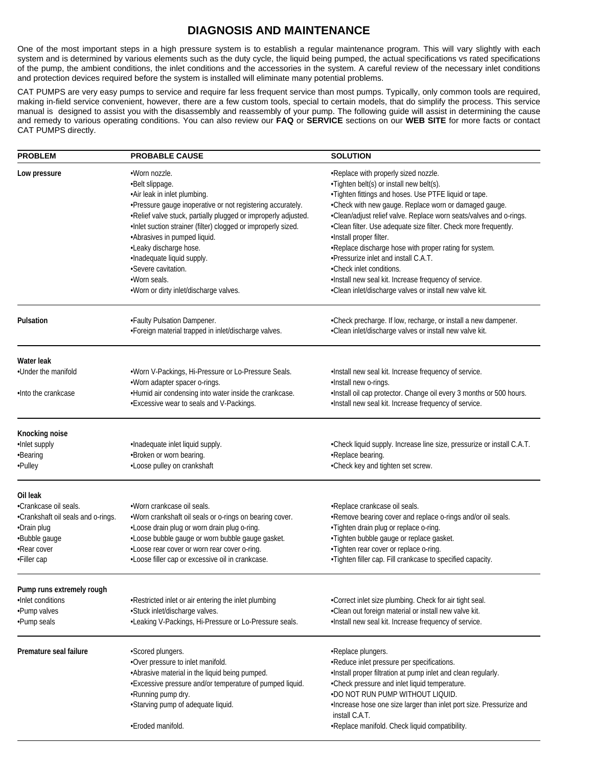# DIAGNOSIS AND MAINTENANCE

One of the most important steps in a high pressure system is to establish a regular maintenance program. This will vary slightly with each system and is determined by various elements such as the duty cycle, the liquid being pumped, the actual specifications vs rated specifications of the pump, the ambient conditions, the inlet conditions and the accessories in the system. A careful review of the necessary inlet conditions and protection devices required before the system is installed will eliminate many potential problems.

CAT PUMPS are very easy pumps to service and require far less frequent service than most pumps. Typically, only common tools are required, making in-field service convenient, however, there are a few custom tools, special to certain models, that do simplify the process. This service manual is designed to assist you with the disassembly and reassembly of your pump. The following guide will assist in determining the cause and remedy to various operating conditions. You can also review our **FAQ** or **SERVICE** sections on our **WEB SITE** for more facts or contact CAT PUMPS directly.

| PROBLEM | PROBABLE CAUSE | SOLUTION |
|---|---|---|
| **Low pressure** | •Worn nozzle. | •Replace with properly sized nozzle. |
| | •Belt slippage. | •Tighten belt(s) or install new belt(s). |
| | •Air leak in inlet plumbing. | •Tighten fittings and hoses. Use PTFE liquid or tape. |
| | •Pressure gauge inoperative or not registering accurately. | •Check with new gauge. Replace worn or damaged gauge. |
| | •Relief valve stuck, partially plugged or improperly adjusted. | •Clean/adjust relief valve. Replace worn seats/valves and o-rings. |
| | •Inlet suction strainer (filter) clogged or improperly sized. | •Clean filter. Use adequate size filter. Check more frequently. |
| | •Abrasives in pumped liquid. | •Install proper filter. |
| | •Leaky discharge hose. | •Replace discharge hose with proper rating for system. |
| | •Inadequate liquid supply. | •Pressurize inlet and install C.A.T. |
| | •Severe cavitation. | •Check inlet conditions. |
| | •Worn seals. | •Install new seal kit. Increase frequency of service. |
| | •Worn or dirty inlet/discharge valves. | •Clean inlet/discharge valves or install new valve kit. |
| **Pulsation** | •Faulty Pulsation Dampener. | •Check precharge. If low, recharge, or install a new dampener. |
| | •Foreign material trapped in inlet/discharge valves. | •Clean inlet/discharge valves or install new valve kit. |
| **Water leak** | | |
| •Under the manifold | •Worn V-Packings, Hi-Pressure or Lo-Pressure Seals. | •Install new seal kit. Increase frequency of service. |
| | •Worn adapter spacer o-rings. | •Install new o-rings. |
| •Into the crankcase | •Humid air condensing into water inside the crankcase. | •Install oil cap protector. Change oil every 3 months or 500 hours. |
| | •Excessive wear to seals and V-Packings. | •Install new seal kit. Increase frequency of service. |
| **Knocking noise** | | |
| •Inlet supply | •Inadequate inlet liquid supply. | •Check liquid supply. Increase line size, pressurize or install C.A.T. |
| •Bearing | •Broken or worn bearing. | •Replace bearing. |
| •Pulley | •Loose pulley on crankshaft | •Check key and tighten set screw. |
| **Oil leak** | | |
| •Crankcase oil seals. | •Worn crankcase oil seals. | •Replace crankcase oil seals. |
| •Crankshaft oil seals and o-rings. | •Worn crankshaft oil seals or o-rings on bearing cover. | •Remove bearing cover and replace o-rings and/or oil seals. |
| •Drain plug | •Loose drain plug or worn drain plug o-ring. | •Tighten drain plug or replace o-ring. |
| •Bubble gauge | •Loose bubble gauge or worn bubble gauge gasket. | •Tighten bubble gauge or replace gasket. |
| •Rear cover | •Loose rear cover or worn rear cover o-ring. | •Tighten rear cover or replace o-ring. |
| •Filler cap | •Loose filler cap or excessive oil in crankcase. | •Tighten filler cap. Fill crankcase to specified capacity. |
| **Pump runs extremely rough** | | |
| •Inlet conditions | •Restricted inlet or air entering the inlet plumbing | •Correct inlet size plumbing. Check for air tight seal. |
| •Pump valves | •Stuck inlet/discharge valves. | •Clean out foreign material or install new valve kit. |
| •Pump seals | •Leaking V-Packings, Hi-Pressure or Lo-Pressure seals. | •Install new seal kit. Increase frequency of service. |
| **Premature seal failure** | •Scored plungers. | •Replace plungers. |
| | •Over pressure to inlet manifold. | •Reduce inlet pressure per specifications. |
| | •Abrasive material in the liquid being pumped. | •Install proper filtration at pump inlet and clean regularly. |
| | •Excessive pressure and/or temperature of pumped liquid. | •Check pressure and inlet liquid temperature. |
| | •Running pump dry. | •DO NOT RUN PUMP WITHOUT LIQUID. |
| | •Starving pump of adequate liquid. | •Increase hose one size larger than inlet port size. Pressurize and install C.A.T. |
| | •Eroded manifold. | •Replace manifold. Check liquid compatibility. |